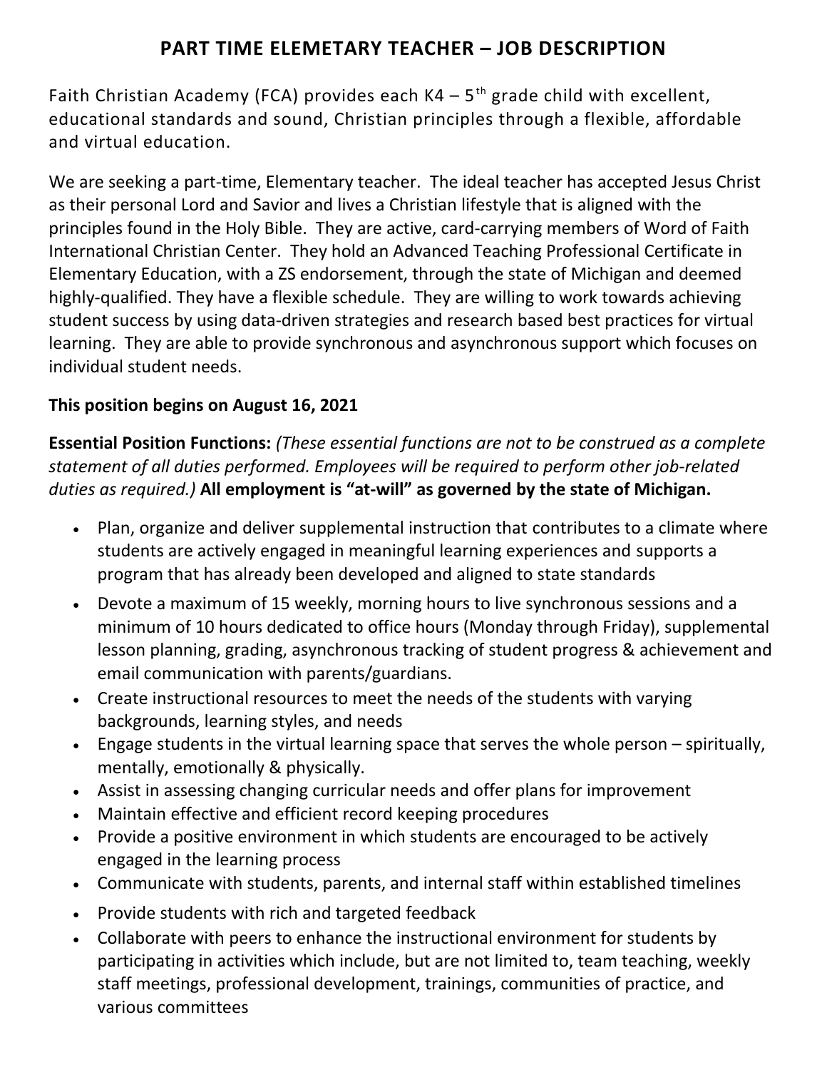# PART TIME ELEMETARY TEACHER – JOB DESCRIPTION

Faith Christian Academy (FCA) provides each K4 – 5th grade child with excellent, educational standards and sound, Christian principles through a flexible, affordable and virtual education.

We are seeking a part-time, Elementary teacher. The ideal teacher has accepted Jesus Christ as their personal Lord and Savior and lives a Christian lifestyle that is aligned with the principles found in the Holy Bible. They are active, card-carrying members of Word of Faith International Christian Center. They hold an Advanced Teaching Professional Certificate in Elementary Education, with a ZS endorsement, through the state of Michigan and deemed highly-qualified. They have a flexible schedule. They are willing to work towards achieving student success by using data-driven strategies and research based best practices for virtual learning. They are able to provide synchronous and asynchronous support which focuses on individual student needs.

**This position begins on August 16, 2021**

**Essential Position Functions:** *(These essential functions are not to be construed as a complete statement of all duties performed. Employees will be required to perform other job-related duties as required.)* **All employment is "at-will" as governed by the state of Michigan.**

- Plan, organize and deliver supplemental instruction that contributes to a climate where students are actively engaged in meaningful learning experiences and supports a program that has already been developed and aligned to state standards
- Devote a maximum of 15 weekly, morning hours to live synchronous sessions and a minimum of 10 hours dedicated to office hours (Monday through Friday), supplemental lesson planning, grading, asynchronous tracking of student progress & achievement and email communication with parents/guardians.
- Create instructional resources to meet the needs of the students with varying backgrounds, learning styles, and needs
- Engage students in the virtual learning space that serves the whole person – spiritually, mentally, emotionally & physically.
- Assist in assessing changing curricular needs and offer plans for improvement
- Maintain effective and efficient record keeping procedures
- Provide a positive environment in which students are encouraged to be actively engaged in the learning process
- Communicate with students, parents, and internal staff within established timelines
- Provide students with rich and targeted feedback
- Collaborate with peers to enhance the instructional environment for students by participating in activities which include, but are not limited to, team teaching, weekly staff meetings, professional development, trainings, communities of practice, and various committees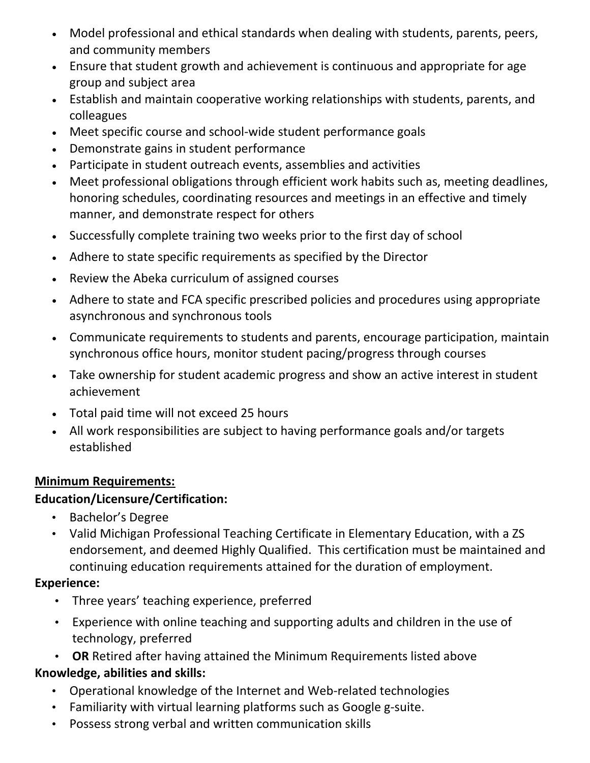- Model professional and ethical standards when dealing with students, parents, peers, and community members
- Ensure that student growth and achievement is continuous and appropriate for age group and subject area
- Establish and maintain cooperative working relationships with students, parents, and colleagues
- Meet specific course and school-wide student performance goals
- Demonstrate gains in student performance
- Participate in student outreach events, assemblies and activities
- Meet professional obligations through efficient work habits such as, meeting deadlines, honoring schedules, coordinating resources and meetings in an effective and timely manner, and demonstrate respect for others
- Successfully complete training two weeks prior to the first day of school
- Adhere to state specific requirements as specified by the Director
- Review the Abeka curriculum of assigned courses
- Adhere to state and FCA specific prescribed policies and procedures using appropriate asynchronous and synchronous tools
- Communicate requirements to students and parents, encourage participation, maintain synchronous office hours, monitor student pacing/progress through courses
- Take ownership for student academic progress and show an active interest in student achievement
- Total paid time will not exceed 25 hours
- All work responsibilities are subject to having performance goals and/or targets established

**<u>Minimum Requirements:</u>**

**Education/Licensure/Certification:**

- Bachelor's Degree
- Valid Michigan Professional Teaching Certificate in Elementary Education, with a ZS endorsement, and deemed Highly Qualified. This certification must be maintained and continuing education requirements attained for the duration of employment.

**Experience:**

- Three years' teaching experience, preferred
- Experience with online teaching and supporting adults and children in the use of technology, preferred
- **OR** Retired after having attained the Minimum Requirements listed above

**Knowledge, abilities and skills:**

- Operational knowledge of the Internet and Web-related technologies
- Familiarity with virtual learning platforms such as Google g-suite.
- Possess strong verbal and written communication skills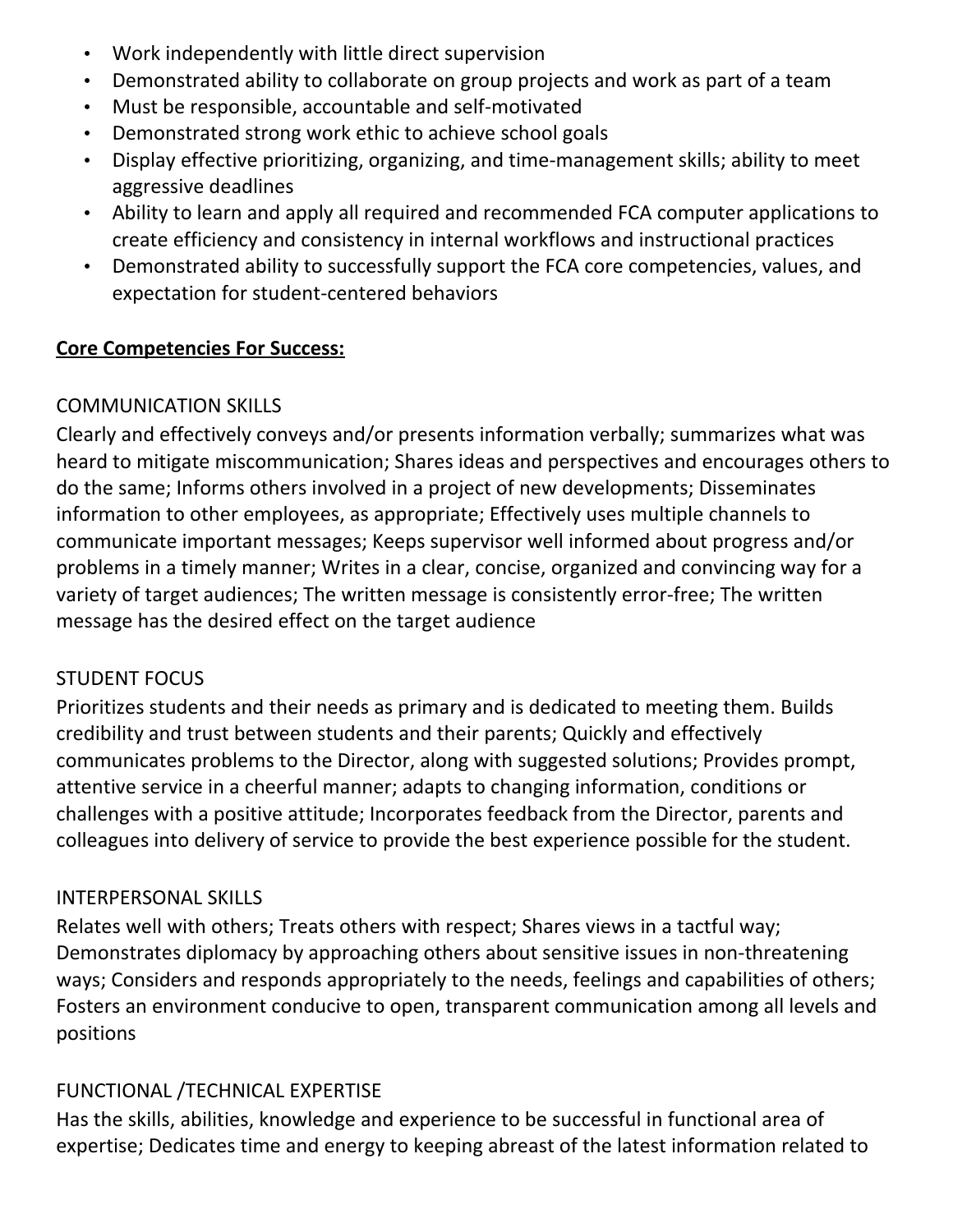- Work independently with little direct supervision
- Demonstrated ability to collaborate on group projects and work as part of a team
- Must be responsible, accountable and self-motivated
- Demonstrated strong work ethic to achieve school goals
- Display effective prioritizing, organizing, and time-management skills; ability to meet aggressive deadlines
- Ability to learn and apply all required and recommended FCA computer applications to create efficiency and consistency in internal workflows and instructional practices
- Demonstrated ability to successfully support the FCA core competencies, values, and expectation for student-centered behaviors

**<u>Core Competencies For Success:</u>**

COMMUNICATION SKILLS

Clearly and effectively conveys and/or presents information verbally; summarizes what was heard to mitigate miscommunication; Shares ideas and perspectives and encourages others to do the same; Informs others involved in a project of new developments; Disseminates information to other employees, as appropriate; Effectively uses multiple channels to communicate important messages; Keeps supervisor well informed about progress and/or problems in a timely manner; Writes in a clear, concise, organized and convincing way for a variety of target audiences; The written message is consistently error-free; The written message has the desired effect on the target audience

STUDENT FOCUS

Prioritizes students and their needs as primary and is dedicated to meeting them. Builds credibility and trust between students and their parents; Quickly and effectively communicates problems to the Director, along with suggested solutions; Provides prompt, attentive service in a cheerful manner; adapts to changing information, conditions or challenges with a positive attitude; Incorporates feedback from the Director, parents and colleagues into delivery of service to provide the best experience possible for the student.

INTERPERSONAL SKILLS

Relates well with others; Treats others with respect; Shares views in a tactful way; Demonstrates diplomacy by approaching others about sensitive issues in non-threatening ways; Considers and responds appropriately to the needs, feelings and capabilities of others; Fosters an environment conducive to open, transparent communication among all levels and positions

FUNCTIONAL /TECHNICAL EXPERTISE

Has the skills, abilities, knowledge and experience to be successful in functional area of expertise; Dedicates time and energy to keeping abreast of the latest information related to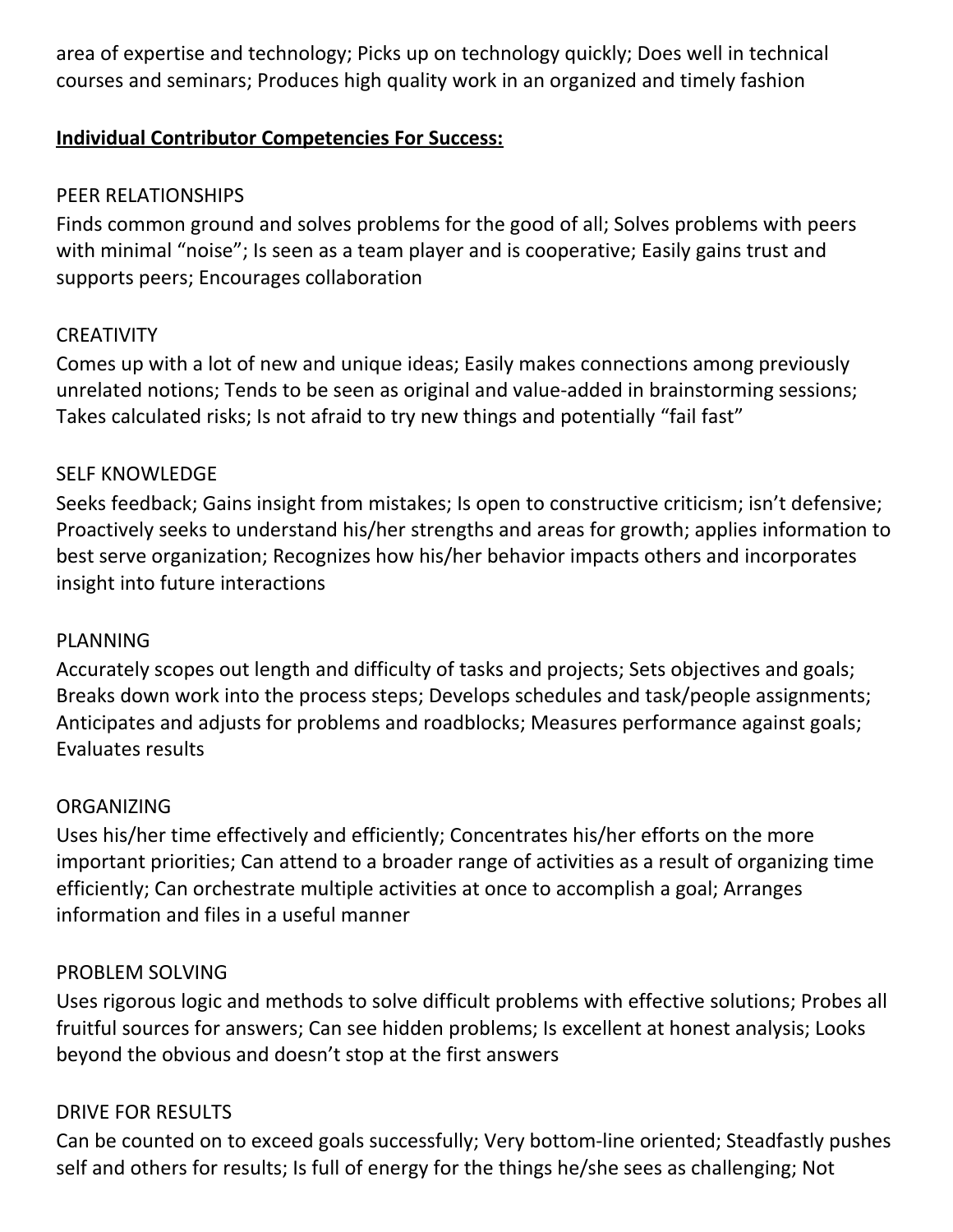area of expertise and technology; Picks up on technology quickly; Does well in technical courses and seminars; Produces high quality work in an organized and timely fashion

**Individual Contributor Competencies For Success:**

PEER RELATIONSHIPS
Finds common ground and solves problems for the good of all; Solves problems with peers with minimal "noise"; Is seen as a team player and is cooperative; Easily gains trust and supports peers; Encourages collaboration

CREATIVITY
Comes up with a lot of new and unique ideas; Easily makes connections among previously unrelated notions; Tends to be seen as original and value-added in brainstorming sessions; Takes calculated risks; Is not afraid to try new things and potentially "fail fast"

SELF KNOWLEDGE
Seeks feedback; Gains insight from mistakes; Is open to constructive criticism; isn't defensive; Proactively seeks to understand his/her strengths and areas for growth; applies information to best serve organization; Recognizes how his/her behavior impacts others and incorporates insight into future interactions

PLANNING
Accurately scopes out length and difficulty of tasks and projects; Sets objectives and goals; Breaks down work into the process steps; Develops schedules and task/people assignments; Anticipates and adjusts for problems and roadblocks; Measures performance against goals; Evaluates results

ORGANIZING
Uses his/her time effectively and efficiently; Concentrates his/her efforts on the more important priorities; Can attend to a broader range of activities as a result of organizing time efficiently; Can orchestrate multiple activities at once to accomplish a goal; Arranges information and files in a useful manner

PROBLEM SOLVING
Uses rigorous logic and methods to solve difficult problems with effective solutions; Probes all fruitful sources for answers; Can see hidden problems; Is excellent at honest analysis; Looks beyond the obvious and doesn't stop at the first answers

DRIVE FOR RESULTS
Can be counted on to exceed goals successfully; Very bottom-line oriented; Steadfastly pushes self and others for results; Is full of energy for the things he/she sees as challenging; Not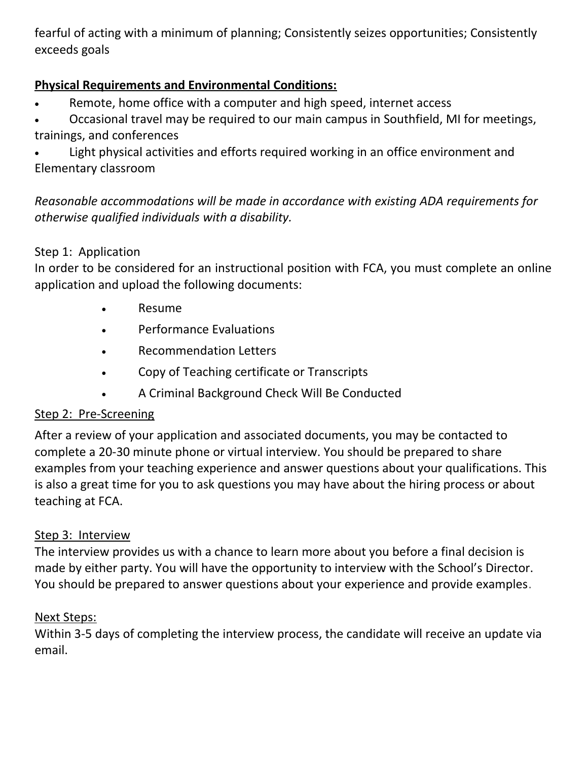fearful of acting with a minimum of planning; Consistently seizes opportunities; Consistently exceeds goals

**Physical Requirements and Environmental Conditions:**

- Remote, home office with a computer and high speed, internet access
- Occasional travel may be required to our main campus in Southfield, MI for meetings, trainings, and conferences
- Light physical activities and efforts required working in an office environment and Elementary classroom

*Reasonable accommodations will be made in accordance with existing ADA requirements for otherwise qualified individuals with a disability.*

Step 1: Application

In order to be considered for an instructional position with FCA, you must complete an online application and upload the following documents:

- Resume
- Performance Evaluations
- Recommendation Letters
- Copy of Teaching certificate or Transcripts
- A Criminal Background Check Will Be Conducted

Step 2: Pre-Screening

After a review of your application and associated documents, you may be contacted to complete a 20-30 minute phone or virtual interview. You should be prepared to share examples from your teaching experience and answer questions about your qualifications. This is also a great time for you to ask questions you may have about the hiring process or about teaching at FCA.

Step 3: Interview

The interview provides us with a chance to learn more about you before a final decision is made by either party. You will have the opportunity to interview with the School's Director. You should be prepared to answer questions about your experience and provide examples.

Next Steps:

Within 3-5 days of completing the interview process, the candidate will receive an update via email.